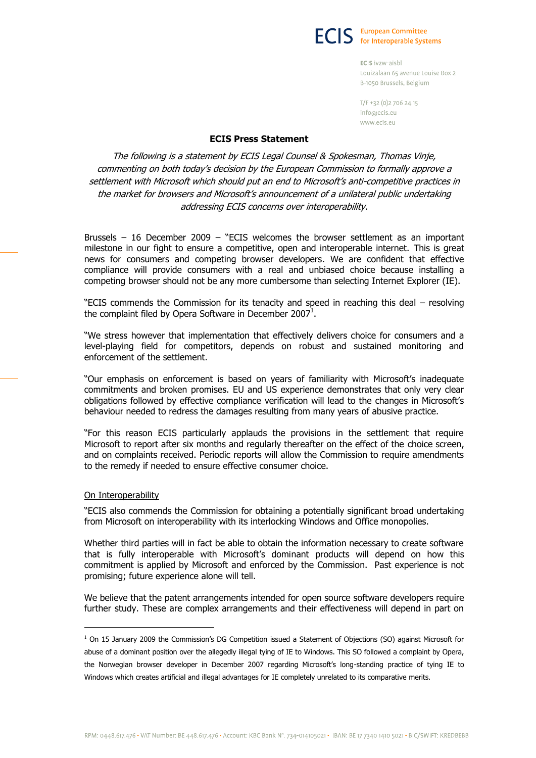ECIS European Committee for Interoperable Systems

ECIS ivzw-aisbl
Louizalaan 65 avenue Louise Box 2
B-1050 Brussels, Belgium

T/F +32 (0)2 706 24 15
info@ecis.eu
www.ecis.eu

**ECIS Press Statement**

*The following is a statement by ECIS Legal Counsel & Spokesman, Thomas Vinje, commenting on both today's decision by the European Commission to formally approve a settlement with Microsoft which should put an end to Microsoft's anti-competitive practices in the market for browsers and Microsoft's announcement of a unilateral public undertaking addressing ECIS concerns over interoperability.*

Brussels – 16 December 2009 – "ECIS welcomes the browser settlement as an important milestone in our fight to ensure a competitive, open and interoperable internet. This is great news for consumers and competing browser developers. We are confident that effective compliance will provide consumers with a real and unbiased choice because installing a competing browser should not be any more cumbersome than selecting Internet Explorer (IE).

"ECIS commends the Commission for its tenacity and speed in reaching this deal – resolving the complaint filed by Opera Software in December 2007[1].

"We stress however that implementation that effectively delivers choice for consumers and a level-playing field for competitors, depends on robust and sustained monitoring and enforcement of the settlement.

"Our emphasis on enforcement is based on years of familiarity with Microsoft's inadequate commitments and broken promises. EU and US experience demonstrates that only very clear obligations followed by effective compliance verification will lead to the changes in Microsoft's behaviour needed to redress the damages resulting from many years of abusive practice.

"For this reason ECIS particularly applauds the provisions in the settlement that require Microsoft to report after six months and regularly thereafter on the effect of the choice screen, and on complaints received. Periodic reports will allow the Commission to require amendments to the remedy if needed to ensure effective consumer choice.

<u>On Interoperability</u>

"ECIS also commends the Commission for obtaining a potentially significant broad undertaking from Microsoft on interoperability with its interlocking Windows and Office monopolies.

Whether third parties will in fact be able to obtain the information necessary to create software that is fully interoperable with Microsoft's dominant products will depend on how this commitment is applied by Microsoft and enforced by the Commission. Past experience is not promising; future experience alone will tell.

We believe that the patent arrangements intended for open source software developers require further study. These are complex arrangements and their effectiveness will depend in part on

---

[1] On 15 January 2009 the Commission's DG Competition issued a Statement of Objections (SO) against Microsoft for abuse of a dominant position over the allegedly illegal tying of IE to Windows. This SO followed a complaint by Opera, the Norwegian browser developer in December 2007 regarding Microsoft's long-standing practice of tying IE to Windows which creates artificial and illegal advantages for IE completely unrelated to its comparative merits.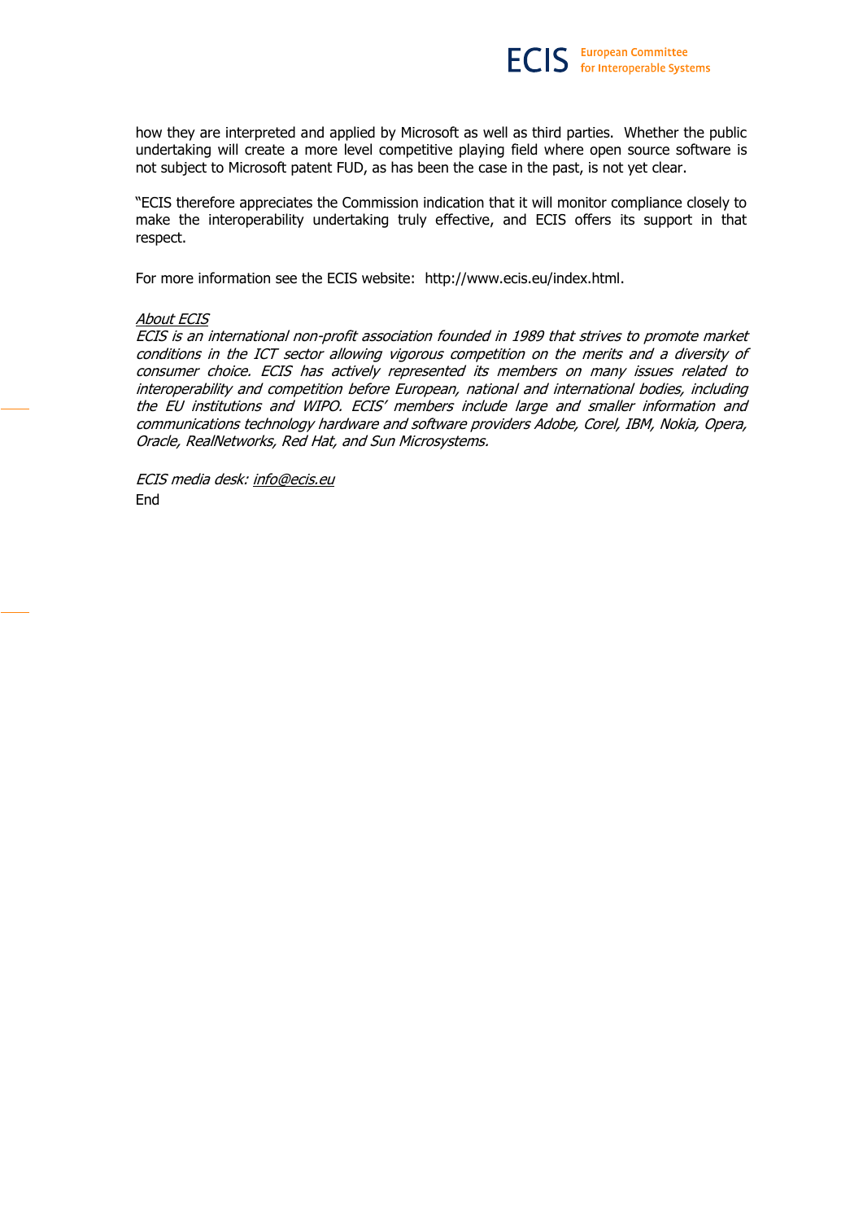how they are interpreted and applied by Microsoft as well as third parties. Whether the public undertaking will create a more level competitive playing field where open source software is not subject to Microsoft patent FUD, as has been the case in the past, is not yet clear.

"ECIS therefore appreciates the Commission indication that it will monitor compliance closely to make the interoperability undertaking truly effective, and ECIS offers its support in that respect.

For more information see the ECIS website: http://www.ecis.eu/index.html.

*About ECIS*
*ECIS is an international non-profit association founded in 1989 that strives to promote market conditions in the ICT sector allowing vigorous competition on the merits and a diversity of consumer choice. ECIS has actively represented its members on many issues related to interoperability and competition before European, national and international bodies, including the EU institutions and WIPO. ECIS' members include large and smaller information and communications technology hardware and software providers Adobe, Corel, IBM, Nokia, Opera, Oracle, RealNetworks, Red Hat, and Sun Microsystems.*

*ECIS media desk: info@ecis.eu*
End